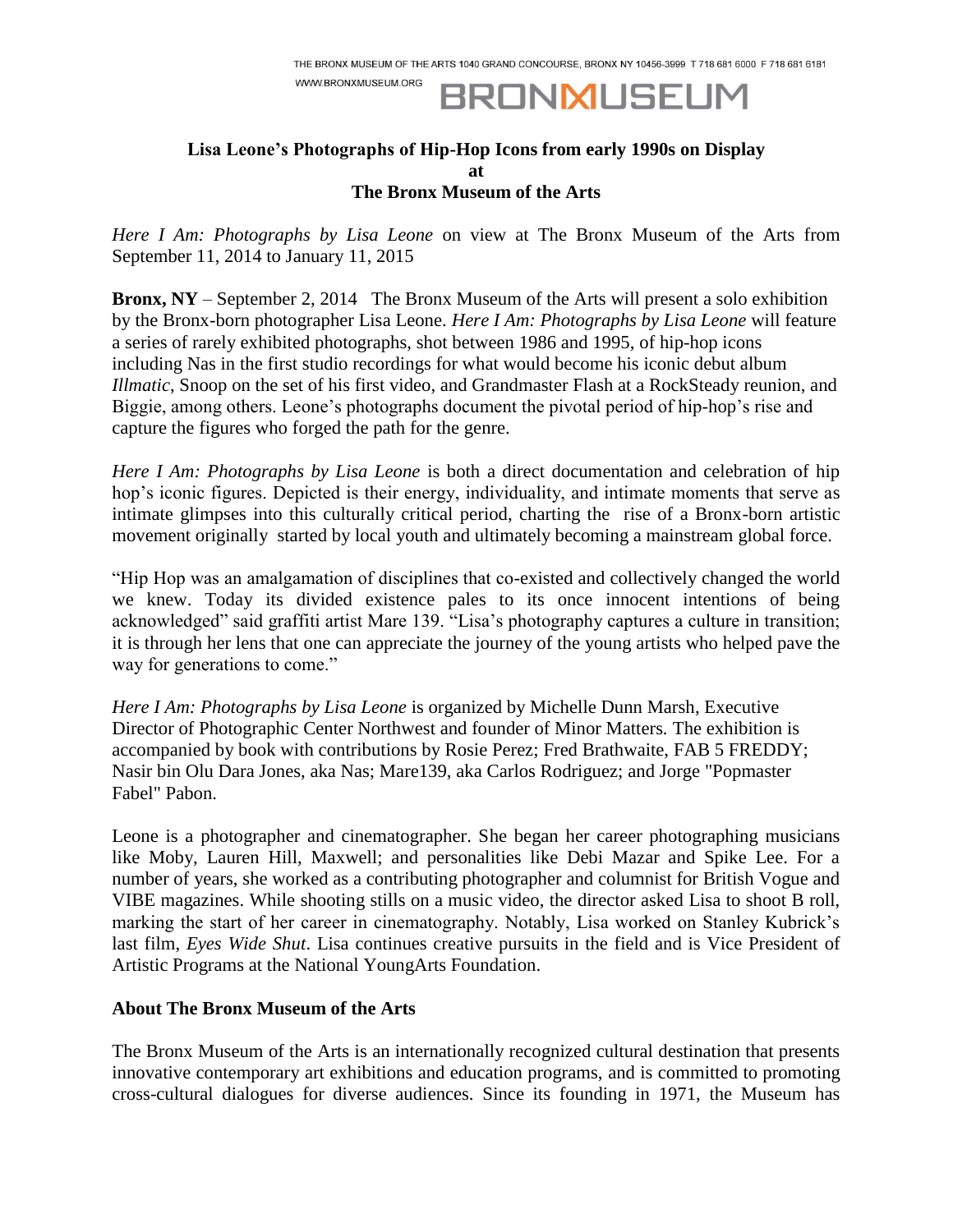THE BRONX MUSEUM OF THE ARTS 1040 GRAND CONCOURSE, BRONX NY 10456-3999 T 718 681 6000 F 718 681 6181
WWW.BRONXMUSEUM.ORG

BRONXMUSEUM

**Lisa Leone's Photographs of Hip-Hop Icons from early 1990s on Display at The Bronx Museum of the Arts**

*Here I Am: Photographs by Lisa Leone* on view at The Bronx Museum of the Arts from September 11, 2014 to January 11, 2015

**Bronx, NY** – September 2, 2014 The Bronx Museum of the Arts will present a solo exhibition by the Bronx-born photographer Lisa Leone. *Here I Am: Photographs by Lisa Leone* will feature a series of rarely exhibited photographs, shot between 1986 and 1995, of hip-hop icons including Nas in the first studio recordings for what would become his iconic debut album *Illmatic*, Snoop on the set of his first video, and Grandmaster Flash at a RockSteady reunion, and Biggie, among others. Leone's photographs document the pivotal period of hip-hop's rise and capture the figures who forged the path for the genre.

*Here I Am: Photographs by Lisa Leone* is both a direct documentation and celebration of hip hop's iconic figures. Depicted is their energy, individuality, and intimate moments that serve as intimate glimpses into this culturally critical period, charting the rise of a Bronx-born artistic movement originally started by local youth and ultimately becoming a mainstream global force.

"Hip Hop was an amalgamation of disciplines that co-existed and collectively changed the world we knew. Today its divided existence pales to its once innocent intentions of being acknowledged" said graffiti artist Mare 139. "Lisa's photography captures a culture in transition; it is through her lens that one can appreciate the journey of the young artists who helped pave the way for generations to come."

*Here I Am: Photographs by Lisa Leone* is organized by Michelle Dunn Marsh, Executive Director of Photographic Center Northwest and founder of Minor Matters. The exhibition is accompanied by book with contributions by Rosie Perez; Fred Brathwaite, FAB 5 FREDDY; Nasir bin Olu Dara Jones, aka Nas; Mare139, aka Carlos Rodriguez; and Jorge "Popmaster Fabel" Pabon.

Leone is a photographer and cinematographer. She began her career photographing musicians like Moby, Lauren Hill, Maxwell; and personalities like Debi Mazar and Spike Lee. For a number of years, she worked as a contributing photographer and columnist for British Vogue and VIBE magazines. While shooting stills on a music video, the director asked Lisa to shoot B roll, marking the start of her career in cinematography. Notably, Lisa worked on Stanley Kubrick's last film, *Eyes Wide Shut*. Lisa continues creative pursuits in the field and is Vice President of Artistic Programs at the National YoungArts Foundation.

**About The Bronx Museum of the Arts**

The Bronx Museum of the Arts is an internationally recognized cultural destination that presents innovative contemporary art exhibitions and education programs, and is committed to promoting cross-cultural dialogues for diverse audiences. Since its founding in 1971, the Museum has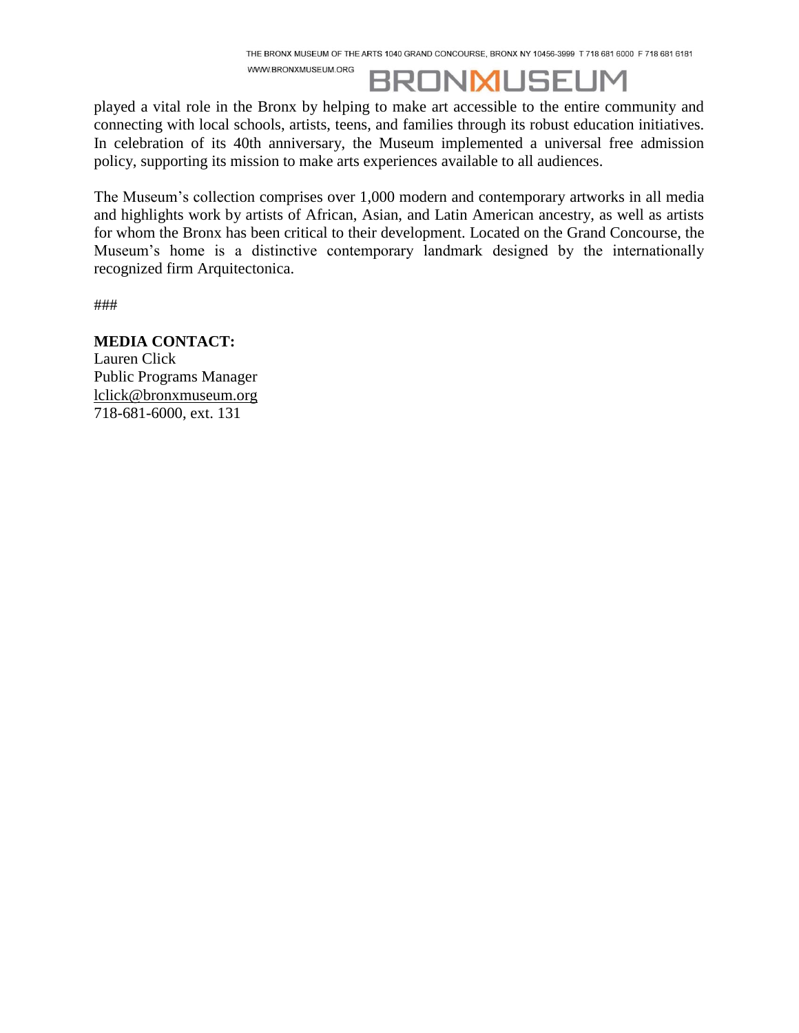played a vital role in the Bronx by helping to make art accessible to the entire community and connecting with local schools, artists, teens, and families through its robust education initiatives. In celebration of its 40th anniversary, the Museum implemented a universal free admission policy, supporting its mission to make arts experiences available to all audiences.

The Museum's collection comprises over 1,000 modern and contemporary artworks in all media and highlights work by artists of African, Asian, and Latin American ancestry, as well as artists for whom the Bronx has been critical to their development. Located on the Grand Concourse, the Museum's home is a distinctive contemporary landmark designed by the internationally recognized firm Arquitectonica.

###

**MEDIA CONTACT:**
Lauren Click
Public Programs Manager
lclick@bronxmuseum.org
718-681-6000, ext. 131